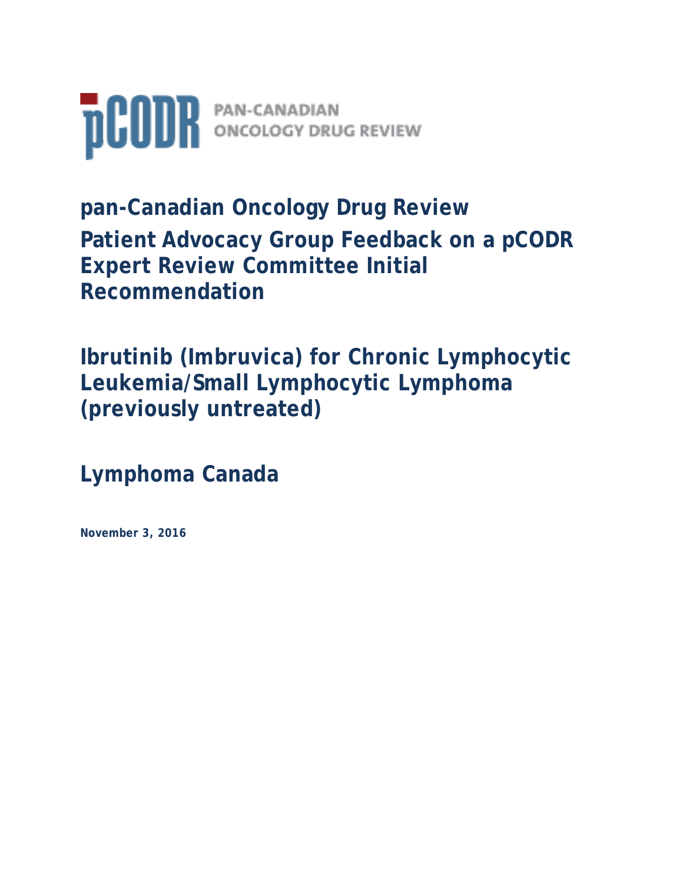pCODR PAN-CANADIAN ONCOLOGY DRUG REVIEW

# pan-Canadian Oncology Drug Review

# Patient Advocacy Group Feedback on a pCODR Expert Review Committee Initial Recommendation

# Ibrutinib (Imbruvica) for Chronic Lymphocytic Leukemia/Small Lymphocytic Lymphoma (previously untreated)

# Lymphoma Canada

**November 3, 2016**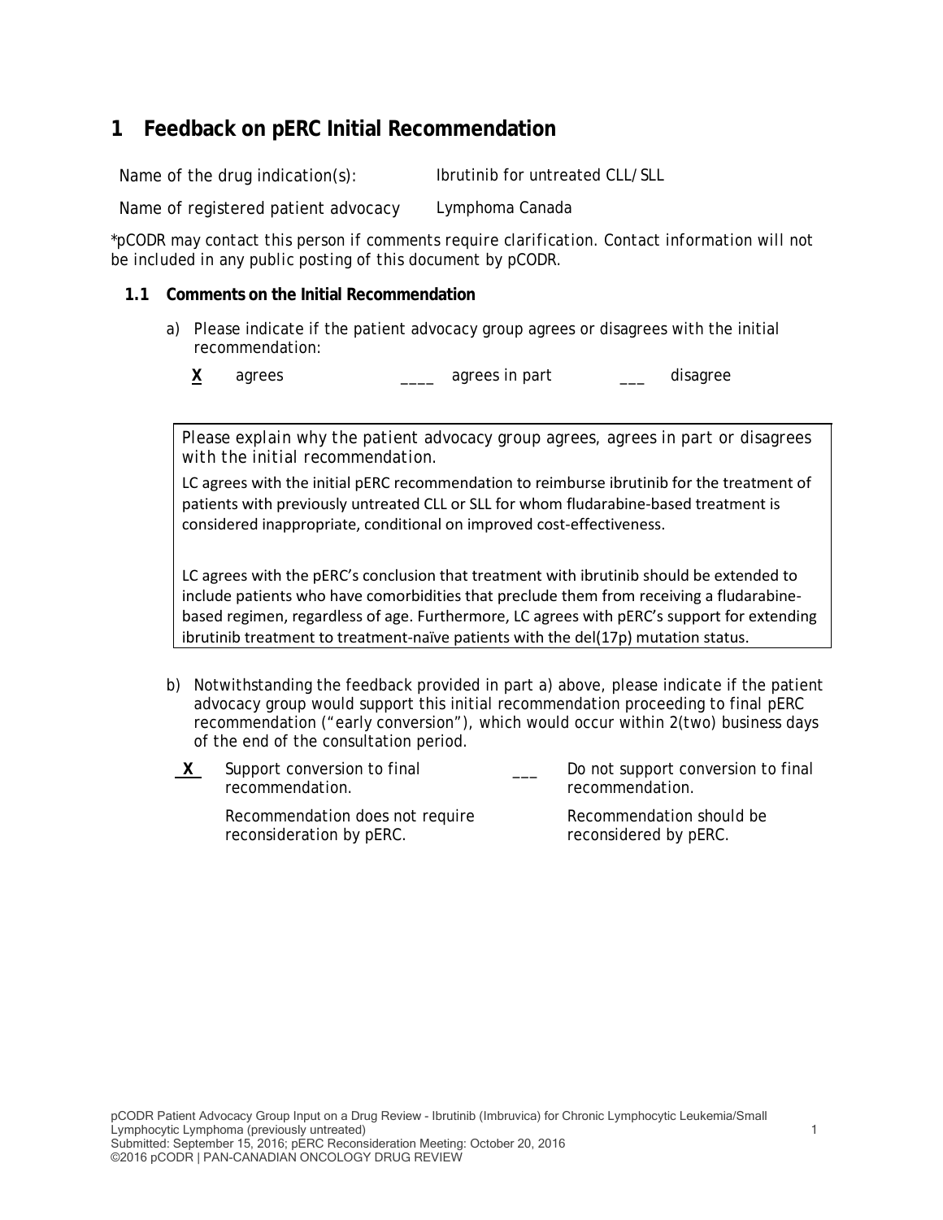# 1 Feedback on pERC Initial Recommendation

| | |
|---|---|
| Name of the drug indication(s): | Ibrutinib for untreated CLL/SLL |
| Name of registered patient advocacy | Lymphoma Canada |

*pCODR may contact this person if comments require clarification. Contact information will not be included in any public posting of this document by pCODR.*

## 1.1 Comments on the Initial Recommendation

a) Please indicate if the patient advocacy group agrees or disagrees with the initial recommendation:

**X** agrees ____ agrees in part ___ disagree

*Please explain why the patient advocacy group agrees, agrees in part or disagrees with the initial recommendation.*

LC agrees with the initial pERC recommendation to reimburse ibrutinib for the treatment of patients with previously untreated CLL or SLL for whom fludarabine-based treatment is considered inappropriate, conditional on improved cost-effectiveness.

LC agrees with the pERC's conclusion that treatment with ibrutinib should be extended to include patients who have comorbidities that preclude them from receiving a fludarabine-based regimen, regardless of age. Furthermore, LC agrees with pERC's support for extending ibrutinib treatment to treatment-naïve patients with the del(17p) mutation status.

b) *Notwithstanding the feedback provided in part a) above, please indicate if the patient advocacy group would support this initial recommendation proceeding to final pERC recommendation ("early conversion"), which would occur within 2(two) business days of the end of the consultation period.*

| | | | |
|---|---|---|---|
| **X** | Support conversion to final recommendation. | ___ | Do not support conversion to final recommendation. |
| | Recommendation does not require reconsideration by pERC. | | Recommendation should be reconsidered by pERC. |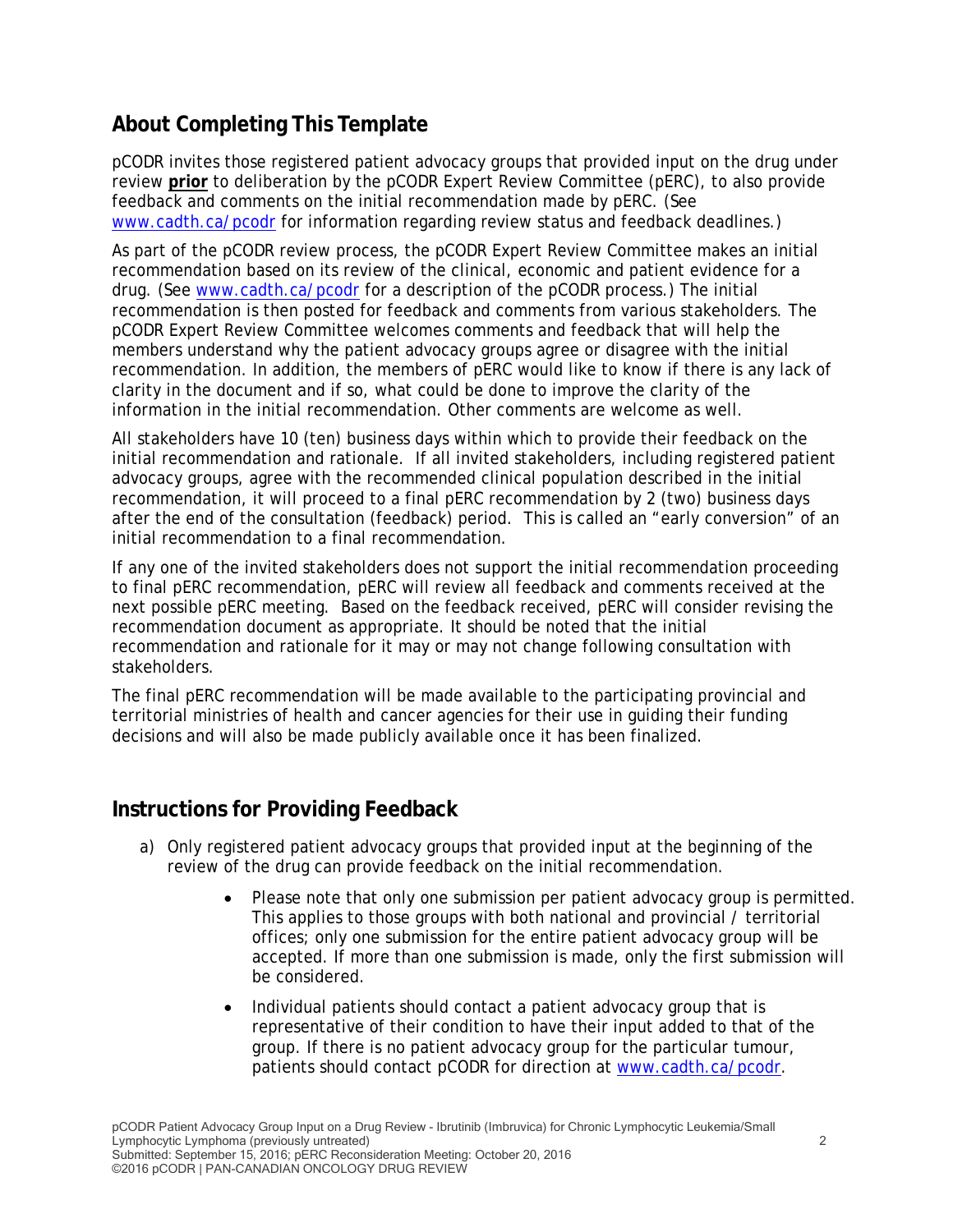## About Completing This Template

pCODR invites those registered patient advocacy groups that provided input on the drug under review **prior** to deliberation by the pCODR Expert Review Committee (pERC), to also provide feedback and comments on the initial recommendation made by pERC. (See www.cadth.ca/pcodr for information regarding review status and feedback deadlines.)

As part of the pCODR review process, the pCODR Expert Review Committee makes an initial recommendation based on its review of the clinical, economic and patient evidence for a drug. (See www.cadth.ca/pcodr for a description of the pCODR process.) The initial recommendation is then posted for feedback and comments from various stakeholders. The pCODR Expert Review Committee welcomes comments and feedback that will help the members understand why the patient advocacy groups agree or disagree with the initial recommendation. In addition, the members of pERC would like to know if there is any lack of clarity in the document and if so, what could be done to improve the clarity of the information in the initial recommendation. Other comments are welcome as well.

All stakeholders have 10 (ten) business days within which to provide their feedback on the initial recommendation and rationale. If all invited stakeholders, including registered patient advocacy groups, agree with the recommended clinical population described in the initial recommendation, it will proceed to a final pERC recommendation by 2 (two) business days after the end of the consultation (feedback) period. This is called an "early conversion" of an initial recommendation to a final recommendation.

If any one of the invited stakeholders does not support the initial recommendation proceeding to final pERC recommendation, pERC will review all feedback and comments received at the next possible pERC meeting. Based on the feedback received, pERC will consider revising the recommendation document as appropriate. It should be noted that the initial recommendation and rationale for it may or may not change following consultation with stakeholders.

The final pERC recommendation will be made available to the participating provincial and territorial ministries of health and cancer agencies for their use in guiding their funding decisions and will also be made publicly available once it has been finalized.

## Instructions for Providing Feedback

a) Only registered patient advocacy groups that provided input at the beginning of the review of the drug can provide feedback on the initial recommendation.

- Please note that only one submission per patient advocacy group is permitted. This applies to those groups with both national and provincial / territorial offices; only one submission for the entire patient advocacy group will be accepted. If more than one submission is made, only the first submission will be considered.
- Individual patients should contact a patient advocacy group that is representative of their condition to have their input added to that of the group. If there is no patient advocacy group for the particular tumour, patients should contact pCODR for direction at www.cadth.ca/pcodr.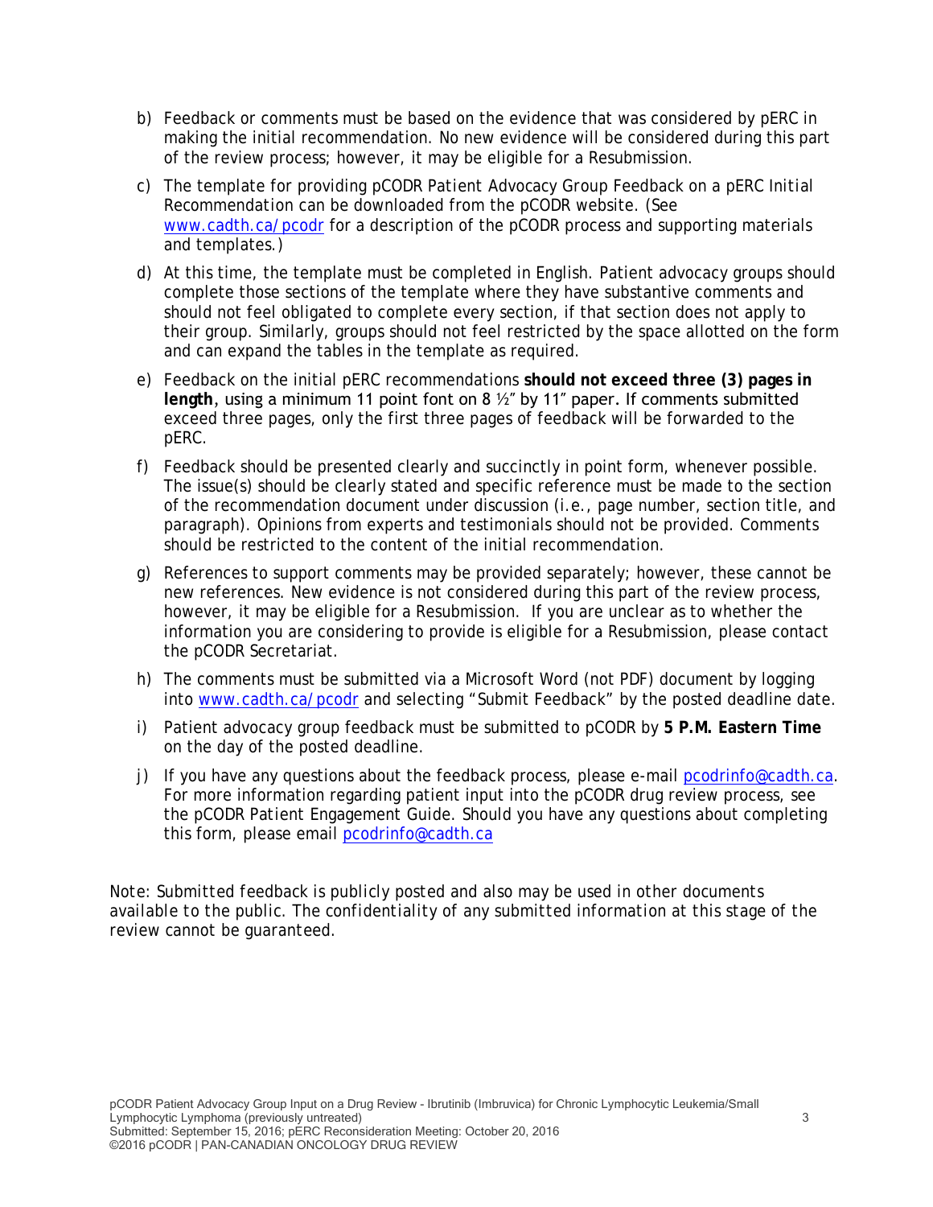b) Feedback or comments must be based on the evidence that was considered by pERC in making the initial recommendation. No new evidence will be considered during this part of the review process; however, it may be eligible for a Resubmission.

c) The template for providing *pCODR Patient Advocacy Group Feedback on a pERC Initial Recommendation* can be downloaded from the pCODR website. (See www.cadth.ca/pcodr for a description of the pCODR process and supporting materials and templates.)

d) At this time, the template must be completed in English. Patient advocacy groups should complete those sections of the template where they have substantive comments and should not feel obligated to complete every section, if that section does not apply to their group. Similarly, groups should not feel restricted by the space allotted on the form and can expand the tables in the template as required.

e) Feedback on the initial pERC recommendations **should not exceed three (3) pages in length**, using a minimum 11 point font on 8 ½″ by 11″ paper. If comments submitted exceed three pages, only the first three pages of feedback will be forwarded to the pERC.

f) Feedback should be presented clearly and succinctly in point form, whenever possible. The issue(s) should be clearly stated and specific reference must be made to the section of the recommendation document under discussion (i.e., page number, section title, and paragraph). Opinions from experts and testimonials should not be provided. Comments should be restricted to the content of the initial recommendation.

g) References to support comments may be provided separately; however, these cannot be new references. New evidence is not considered during this part of the review process, however, it may be eligible for a Resubmission. If you are unclear as to whether the information you are considering to provide is eligible for a Resubmission, please contact the pCODR Secretariat.

h) The comments must be submitted via a Microsoft Word (not PDF) document by logging into www.cadth.ca/pcodr and selecting "Submit Feedback" by the posted deadline date.

i) Patient advocacy group feedback must be submitted to pCODR by **5 P.M. Eastern Time** on the day of the posted deadline.

j) If you have any questions about the feedback process, please e-mail pcodrinfo@cadth.ca. For more information regarding patient input into the pCODR drug review process, see the *pCODR Patient Engagement Guide*. Should you have any questions about completing this form, please email pcodrinfo@cadth.ca

*Note: Submitted feedback is publicly posted and also may be used in other documents available to the public. The confidentiality of any submitted information at this stage of the review cannot be guaranteed.*